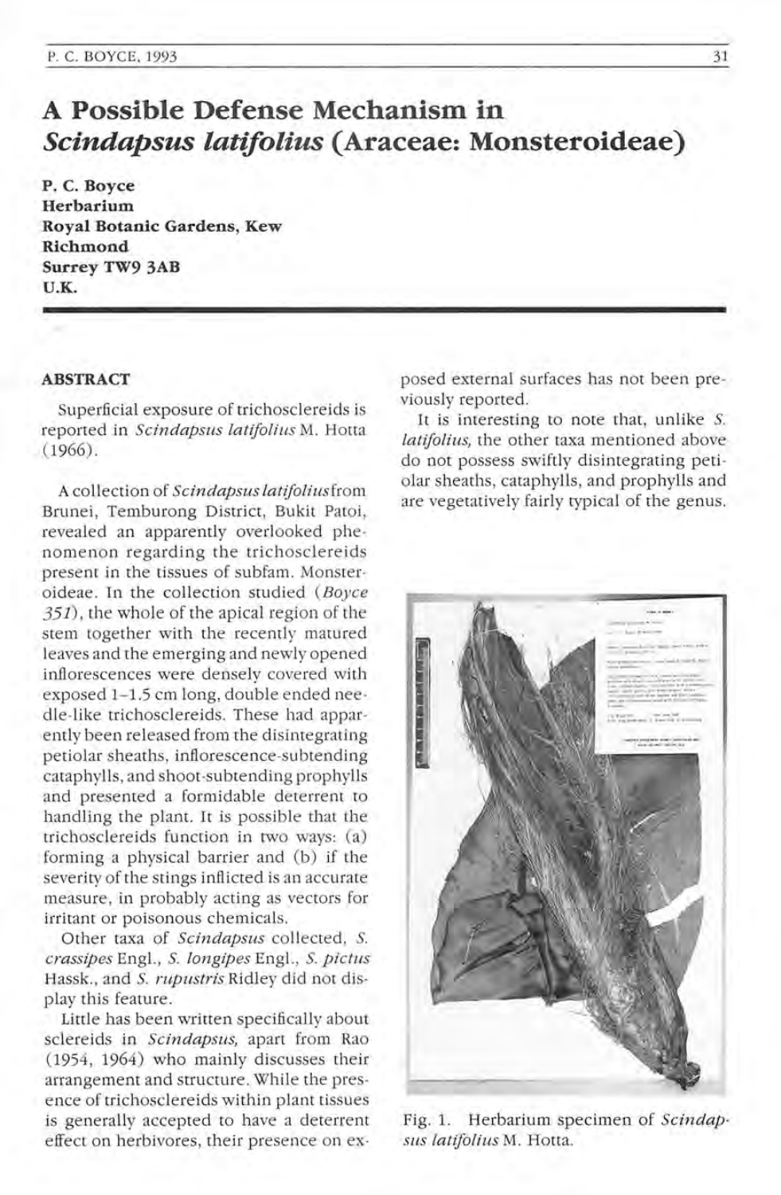# A Possible Defense Mechanism in *Scindapsus latifolius* (Araceae: Monsteroideae)

**P. C. Boyce**
**Herbarium**
**Royal Botanic Gardens, Kew**
**Richmond**
**Surrey TW9 3AB**
**U.K.**

## ABSTRACT

Superficial exposure of trichosclereids is reported in *Scindapsus latifolius* M. Hotta (1966).

A collection of *Scindapsus latifolius* from Brunei, Temburong District, Bukit Patoi, revealed an apparently overlooked phenomenon regarding the trichosclereids present in the tissues of subfam. Monsteroideae. In the collection studied (*Boyce 351*), the whole of the apical region of the stem together with the recently matured leaves and the emerging and newly opened inflorescences were densely covered with exposed 1–1.5 cm long, double ended needle-like trichosclereids. These had apparently been released from the disintegrating petiolar sheaths, inflorescence-subtending cataphylls, and shoot-subtending prophylls and presented a formidable deterrent to handling the plant. It is possible that the trichosclereids function in two ways: (a) forming a physical barrier and (b) if the severity of the stings inflicted is an accurate measure, in probably acting as vectors for irritant or poisonous chemicals.

Other taxa of *Scindapsus* collected, *S. crassipes* Engl., *S. longipes* Engl., *S. pictus* Hassk., and *S. rupustris* Ridley did not display this feature.

Little has been written specifically about sclereids in *Scindapsus*, apart from Rao (1954, 1964) who mainly discusses their arrangement and structure. While the presence of trichosclereids within plant tissues is generally accepted to have a deterrent effect on herbivores, their presence on exposed external surfaces has not been previously reported.

It is interesting to note that, unlike *S. latifolius*, the other taxa mentioned above do not possess swiftly disintegrating petiolar sheaths, cataphylls, and prophylls and are vegetatively fairly typical of the genus.

Fig. 1. Herbarium specimen of *Scindapsus latifolius* M. Hotta.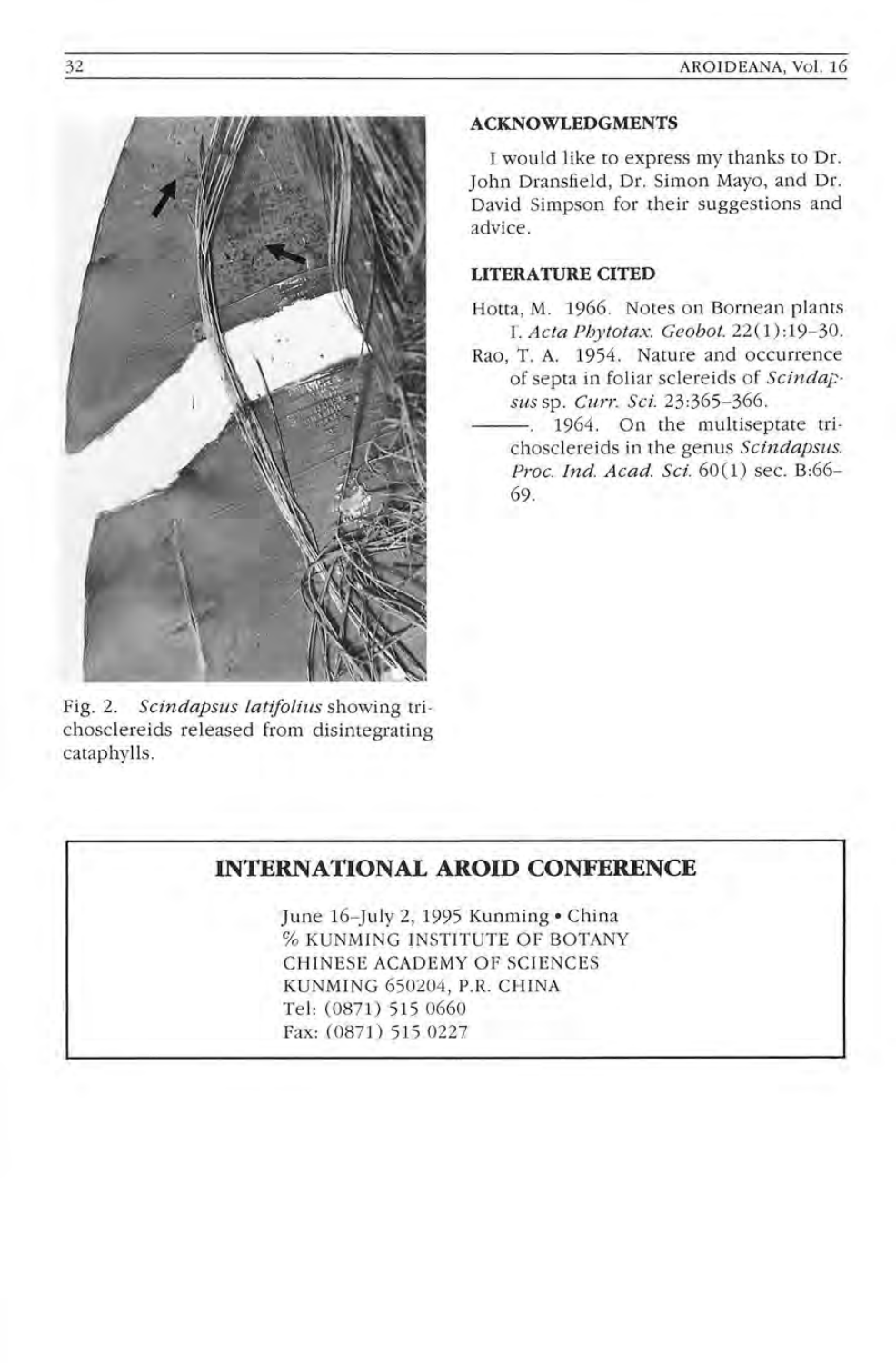Fig. 2. *Scindapsus latifolius* showing trichosclereids released from disintegrating cataphylls.

## ACKNOWLEDGMENTS

I would like to express my thanks to Dr. John Dransfield, Dr. Simon Mayo, and Dr. David Simpson for their suggestions and advice.

## LITERATURE CITED

Hotta, M. 1966. Notes on Bornean plants I. *Acta Phytotax. Geobot.* 22(1):19–30.

Rao, T. A. 1954. Nature and occurrence of septa in foliar sclereids of *Scindapsus* sp. *Curr. Sci.* 23:365–366.

———. 1964. On the multiseptate trichosclereids in the genus *Scindapsus*. *Proc. Ind. Acad. Sci.* 60(1) sec. B:66–69.

## INTERNATIONAL AROID CONFERENCE

June 16–July 2, 1995 Kunming • China
% KUNMING INSTITUTE OF BOTANY
CHINESE ACADEMY OF SCIENCES
KUNMING 650204, P.R. CHINA
Tel: (0871) 515 0660
Fax: (0871) 515 0227